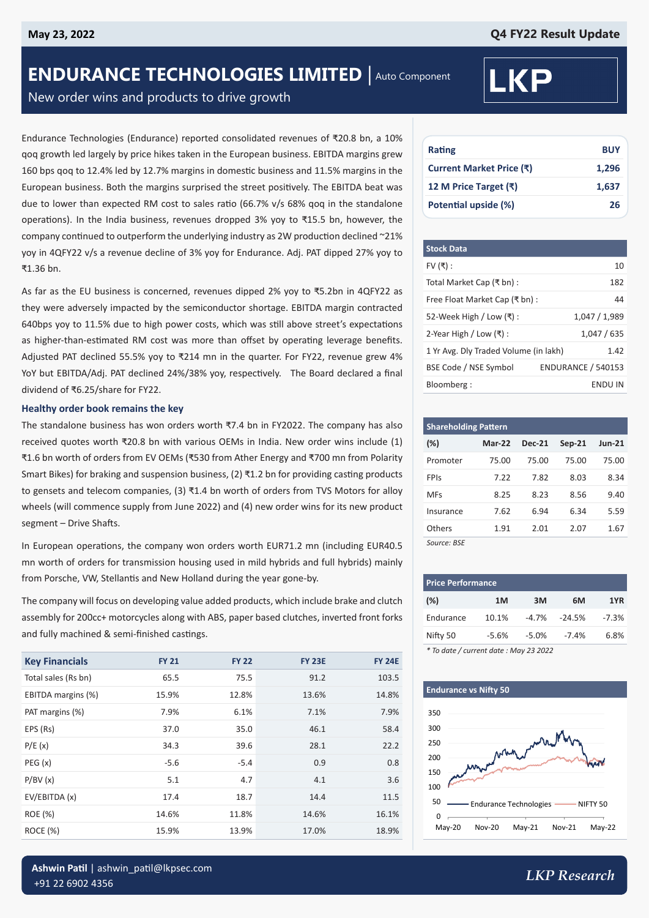May 23, 2022 | Q4 FY22 Result Update

# ENDURANCE TECHNOLOGIES LIMITED | Auto Component

## New order wins and products to drive growth

Endurance Technologies (Endurance) reported consolidated revenues of ₹20.8 bn, a 10% qoq growth led largely by price hikes taken in the European business. EBITDA margins grew 160 bps qoq to 12.4% led by 12.7% margins in domestic business and 11.5% margins in the European business. Both the margins surprised the street positively. The EBITDA beat was due to lower than expected RM cost to sales ratio (66.7% v/s 68% qoq in the standalone operations). In the India business, revenues dropped 3% yoy to ₹15.5 bn, however, the company continued to outperform the underlying industry as 2W production declined ~21% yoy in 4QFY22 v/s a revenue decline of 3% yoy for Endurance. Adj. PAT dipped 27% yoy to ₹1.36 bn.

As far as the EU business is concerned, revenues dipped 2% yoy to ₹5.2bn in 4QFY22 as they were adversely impacted by the semiconductor shortage. EBITDA margin contracted 640bps yoy to 11.5% due to high power costs, which was still above street's expectations as higher-than-estimated RM cost was more than offset by operating leverage benefits. Adjusted PAT declined 55.5% yoy to ₹214 mn in the quarter. For FY22, revenue grew 4% YoY but EBITDA/Adj. PAT declined 24%/38% yoy, respectively. The Board declared a final dividend of ₹6.25/share for FY22.

### Healthy order book remains the key

The standalone business has won orders worth ₹7.4 bn in FY2022. The company has also received quotes worth ₹20.8 bn with various OEMs in India. New order wins include (1) ₹1.6 bn worth of orders from EV OEMs (₹530 from Ather Energy and ₹700 mn from Polarity Smart Bikes) for braking and suspension business, (2) ₹1.2 bn for providing casting products to gensets and telecom companies, (3) ₹1.4 bn worth of orders from TVS Motors for alloy wheels (will commence supply from June 2022) and (4) new order wins for its new product segment – Drive Shafts.

In European operations, the company won orders worth EUR71.2 mn (including EUR40.5 mn worth of orders for transmission housing used in mild hybrids and full hybrids) mainly from Porsche, VW, Stellantis and New Holland during the year gone-by.

The company will focus on developing value added products, which include brake and clutch assembly for 200cc+ motorcycles along with ABS, paper based clutches, inverted front forks and fully machined & semi-finished castings.

| Key Financials | FY 21 | FY 22 | FY 23E | FY 24E |
|---|---|---|---|---|
| Total sales (Rs bn) | 65.5 | 75.5 | 91.2 | 103.5 |
| EBITDA margins (%) | 15.9% | 12.8% | 13.6% | 14.8% |
| PAT margins (%) | 7.9% | 6.1% | 7.1% | 7.9% |
| EPS (Rs) | 37.0 | 35.0 | 46.1 | 58.4 |
| P/E (x) | 34.3 | 39.6 | 28.1 | 22.2 |
| PEG (x) | -5.6 | -5.4 | 0.9 | 0.8 |
| P/BV (x) | 5.1 | 4.7 | 4.1 | 3.6 |
| EV/EBITDA (x) | 17.4 | 18.7 | 14.4 | 11.5 |
| ROE (%) | 14.6% | 11.8% | 14.6% | 16.1% |
| ROCE (%) | 15.9% | 13.9% | 17.0% | 18.9% |

| Rating | BUY |
|---|---|
| Current Market Price (₹) | 1,296 |
| 12 M Price Target (₹) | 1,637 |
| Potential upside (%) | 26 |

| Stock Data | |
|---|---|
| FV (₹) : | 10 |
| Total Market Cap (₹ bn) : | 182 |
| Free Float Market Cap (₹ bn) : | 44 |
| 52-Week High / Low (₹) : | 1,047 / 1,989 |
| 2-Year High / Low (₹) : | 1,047 / 635 |
| 1 Yr Avg. Dly Traded Volume (in lakh) | 1.42 |
| BSE Code / NSE Symbol | ENDURANCE / 540153 |
| Bloomberg : | ENDU IN |

**Shareholding Pattern**

| (%) | Mar-22 | Dec-21 | Sep-21 | Jun-21 |
|---|---|---|---|---|
| Promoter | 75.00 | 75.00 | 75.00 | 75.00 |
| FPIs | 7.22 | 7.82 | 8.03 | 8.34 |
| MFs | 8.25 | 8.23 | 8.56 | 9.40 |
| Insurance | 7.62 | 6.94 | 6.34 | 5.59 |
| Others | 1.91 | 2.01 | 2.07 | 1.67 |

*Source: BSE*

**Price Performance**

| (%) | 1M | 3M | 6M | 1YR |
|---|---|---|---|---|
| Endurance | 10.1% | -4.7% | -24.5% | -7.3% |
| Nifty 50 | -5.6% | -5.0% | -7.4% | 6.8% |

*\* To date / current date : May 23 2022*

**Endurance vs Nifty 50**

Ashwin Patil | ashwin_patil@lkpsec.com
+91 22 6902 4356

LKP Research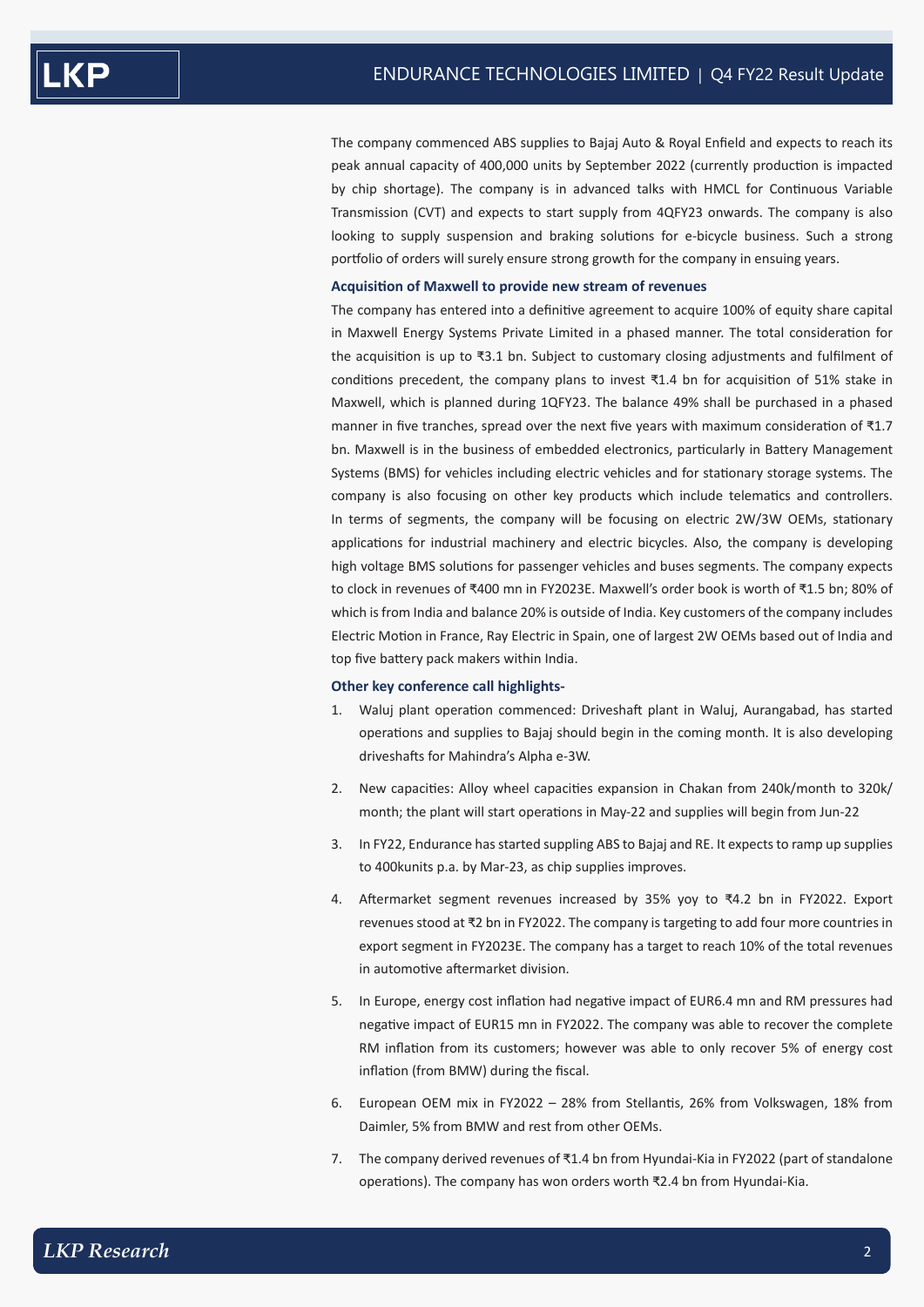The company commenced ABS supplies to Bajaj Auto & Royal Enfield and expects to reach its peak annual capacity of 400,000 units by September 2022 (currently production is impacted by chip shortage). The company is in advanced talks with HMCL for Continuous Variable Transmission (CVT) and expects to start supply from 4QFY23 onwards. The company is also looking to supply suspension and braking solutions for e-bicycle business. Such a strong portfolio of orders will surely ensure strong growth for the company in ensuing years.

**Acquisition of Maxwell to provide new stream of revenues**

The company has entered into a definitive agreement to acquire 100% of equity share capital in Maxwell Energy Systems Private Limited in a phased manner. The total consideration for the acquisition is up to ₹3.1 bn. Subject to customary closing adjustments and fulfilment of conditions precedent, the company plans to invest ₹1.4 bn for acquisition of 51% stake in Maxwell, which is planned during 1QFY23. The balance 49% shall be purchased in a phased manner in five tranches, spread over the next five years with maximum consideration of ₹1.7 bn. Maxwell is in the business of embedded electronics, particularly in Battery Management Systems (BMS) for vehicles including electric vehicles and for stationary storage systems. The company is also focusing on other key products which include telematics and controllers. In terms of segments, the company will be focusing on electric 2W/3W OEMs, stationary applications for industrial machinery and electric bicycles. Also, the company is developing high voltage BMS solutions for passenger vehicles and buses segments. The company expects to clock in revenues of ₹400 mn in FY2023E. Maxwell's order book is worth of ₹1.5 bn; 80% of which is from India and balance 20% is outside of India. Key customers of the company includes Electric Motion in France, Ray Electric in Spain, one of largest 2W OEMs based out of India and top five battery pack makers within India.

**Other key conference call highlights-**

1. Waluj plant operation commenced: Driveshaft plant in Waluj, Aurangabad, has started operations and supplies to Bajaj should begin in the coming month. It is also developing driveshafts for Mahindra's Alpha e-3W.
2. New capacities: Alloy wheel capacities expansion in Chakan from 240k/month to 320k/month; the plant will start operations in May-22 and supplies will begin from Jun-22
3. In FY22, Endurance has started suppling ABS to Bajaj and RE. It expects to ramp up supplies to 400kunits p.a. by Mar-23, as chip supplies improves.
4. Aftermarket segment revenues increased by 35% yoy to ₹4.2 bn in FY2022. Export revenues stood at ₹2 bn in FY2022. The company is targeting to add four more countries in export segment in FY2023E. The company has a target to reach 10% of the total revenues in automotive aftermarket division.
5. In Europe, energy cost inflation had negative impact of EUR6.4 mn and RM pressures had negative impact of EUR15 mn in FY2022. The company was able to recover the complete RM inflation from its customers; however was able to only recover 5% of energy cost inflation (from BMW) during the fiscal.
6. European OEM mix in FY2022 – 28% from Stellantis, 26% from Volkswagen, 18% from Daimler, 5% from BMW and rest from other OEMs.
7. The company derived revenues of ₹1.4 bn from Hyundai-Kia in FY2022 (part of standalone operations). The company has won orders worth ₹2.4 bn from Hyundai-Kia.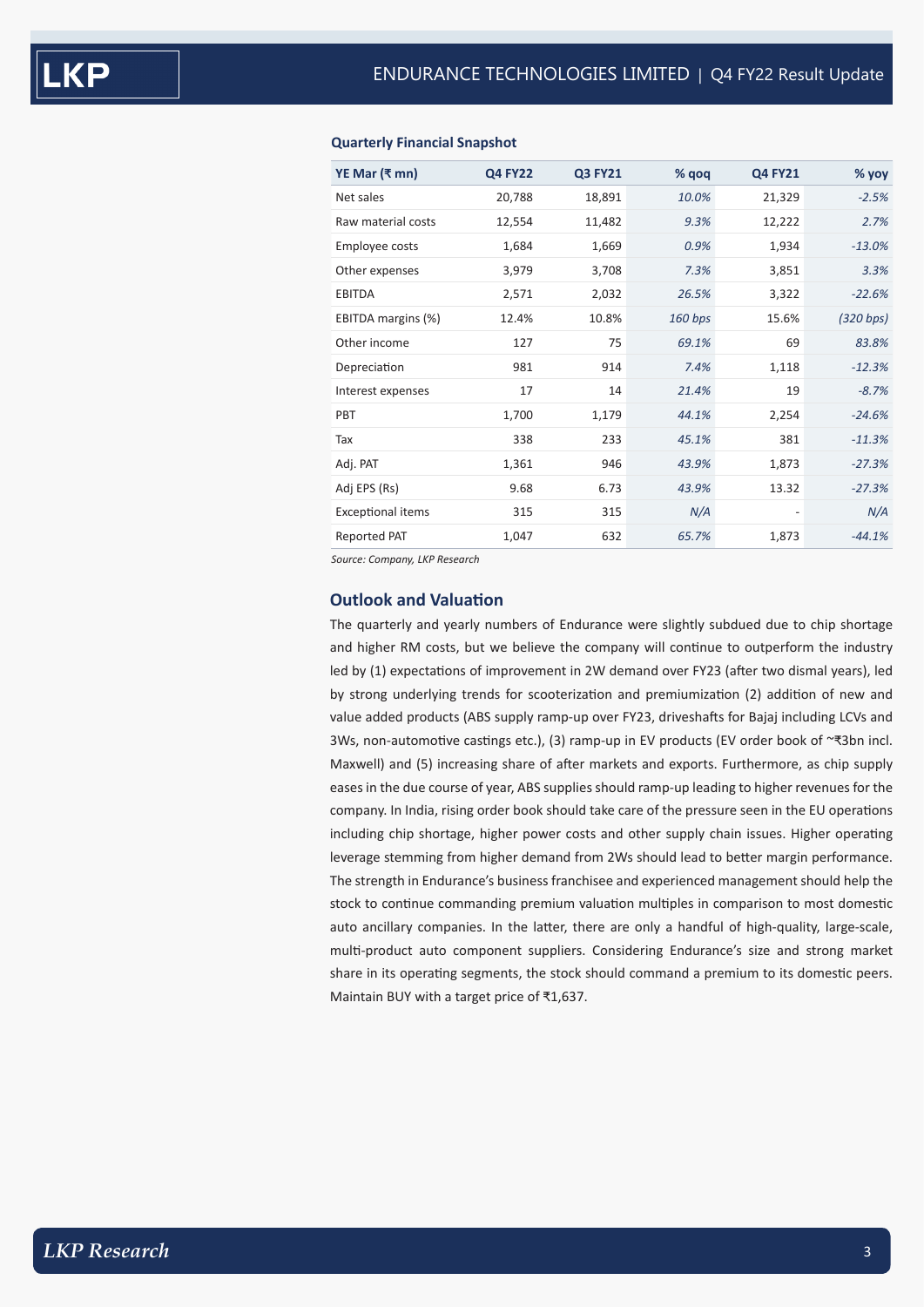### Quarterly Financial Snapshot

| YE Mar (₹ mn) | Q4 FY22 | Q3 FY21 | % qoq | Q4 FY21 | % yoy |
|---|---|---|---|---|---|
| Net sales | 20,788 | 18,891 | *10.0%* | 21,329 | *-2.5%* |
| Raw material costs | 12,554 | 11,482 | *9.3%* | 12,222 | *2.7%* |
| Employee costs | 1,684 | 1,669 | *0.9%* | 1,934 | *-13.0%* |
| Other expenses | 3,979 | 3,708 | *7.3%* | 3,851 | *3.3%* |
| EBITDA | 2,571 | 2,032 | *26.5%* | 3,322 | *-22.6%* |
| EBITDA margins (%) | 12.4% | 10.8% | *160 bps* | 15.6% | *(320 bps)* |
| Other income | 127 | 75 | *69.1%* | 69 | *83.8%* |
| Depreciation | 981 | 914 | *7.4%* | 1,118 | *-12.3%* |
| Interest expenses | 17 | 14 | *21.4%* | 19 | *-8.7%* |
| PBT | 1,700 | 1,179 | *44.1%* | 2,254 | *-24.6%* |
| Tax | 338 | 233 | *45.1%* | 381 | *-11.3%* |
| Adj. PAT | 1,361 | 946 | *43.9%* | 1,873 | *-27.3%* |
| Adj EPS (Rs) | 9.68 | 6.73 | *43.9%* | 13.32 | *-27.3%* |
| Exceptional items | 315 | 315 | *N/A* | - | *N/A* |
| Reported PAT | 1,047 | 632 | *65.7%* | 1,873 | *-44.1%* |

*Source: Company, LKP Research*

## Outlook and Valuation

The quarterly and yearly numbers of Endurance were slightly subdued due to chip shortage and higher RM costs, but we believe the company will continue to outperform the industry led by (1) expectations of improvement in 2W demand over FY23 (after two dismal years), led by strong underlying trends for scooterization and premiumization (2) addition of new and value added products (ABS supply ramp-up over FY23, driveshafts for Bajaj including LCVs and 3Ws, non-automotive castings etc.), (3) ramp-up in EV products (EV order book of ~₹3bn incl. Maxwell) and (5) increasing share of after markets and exports. Furthermore, as chip supply eases in the due course of year, ABS supplies should ramp-up leading to higher revenues for the company. In India, rising order book should take care of the pressure seen in the EU operations including chip shortage, higher power costs and other supply chain issues. Higher operating leverage stemming from higher demand from 2Ws should lead to better margin performance. The strength in Endurance's business franchisee and experienced management should help the stock to continue commanding premium valuation multiples in comparison to most domestic auto ancillary companies. In the latter, there are only a handful of high-quality, large-scale, multi-product auto component suppliers. Considering Endurance's size and strong market share in its operating segments, the stock should command a premium to its domestic peers. Maintain BUY with a target price of ₹1,637.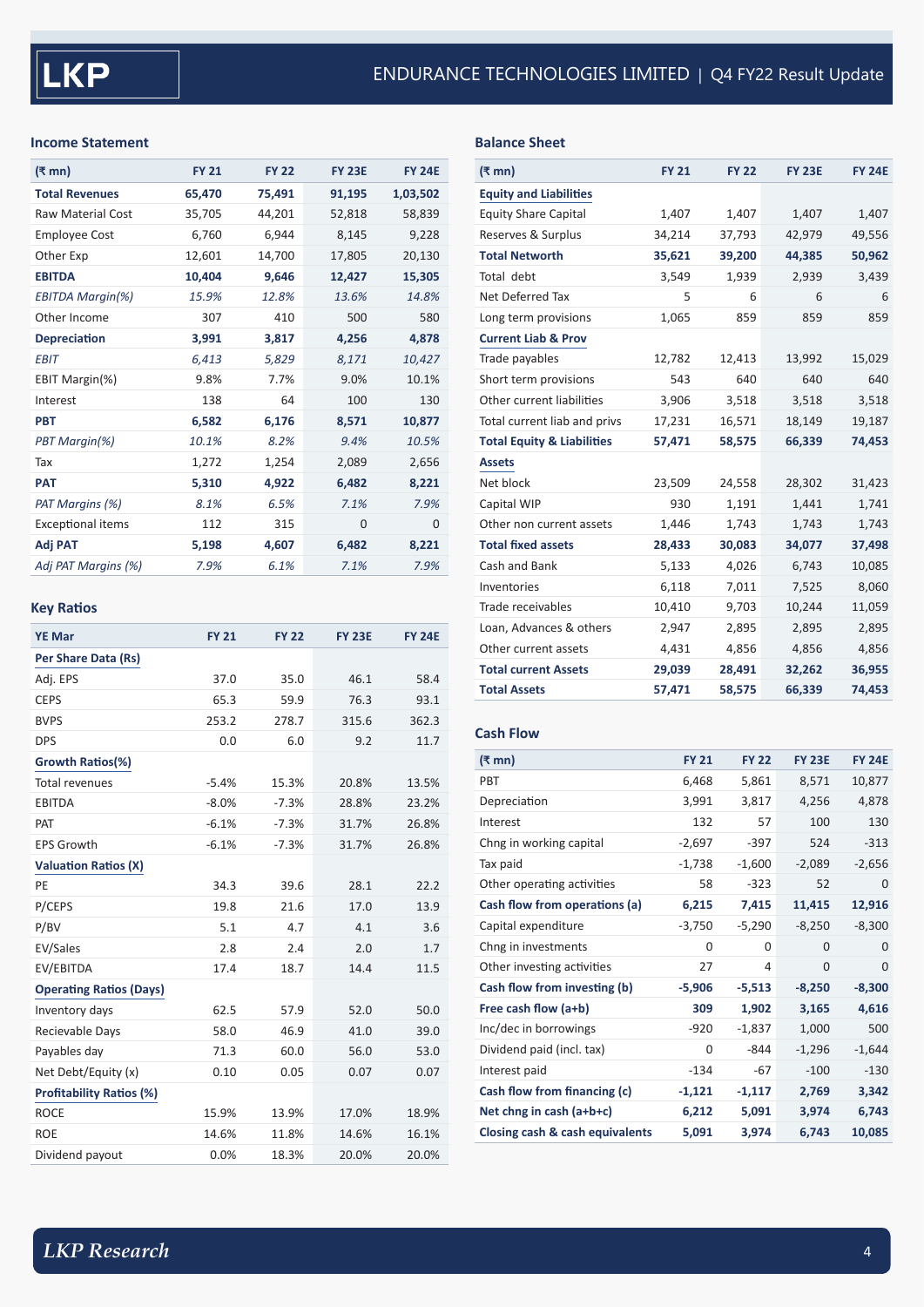## Income Statement

| (₹ mn) | FY 21 | FY 22 | FY 23E | FY 24E |
|---|---|---|---|---|
| **Total Revenues** | **65,470** | **75,491** | **91,195** | **1,03,502** |
| Raw Material Cost | 35,705 | 44,201 | 52,818 | 58,839 |
| Employee Cost | 6,760 | 6,944 | 8,145 | 9,228 |
| Other Exp | 12,601 | 14,700 | 17,805 | 20,130 |
| **EBITDA** | **10,404** | **9,646** | **12,427** | **15,305** |
| *EBITDA Margin(%)* | *15.9%* | *12.8%* | *13.6%* | *14.8%* |
| Other Income | 307 | 410 | 500 | 580 |
| **Depreciation** | **3,991** | **3,817** | **4,256** | **4,878** |
| *EBIT* | *6,413* | *5,829* | *8,171* | *10,427* |
| EBIT Margin(%) | 9.8% | 7.7% | 9.0% | 10.1% |
| Interest | 138 | 64 | 100 | 130 |
| **PBT** | **6,582** | **6,176** | **8,571** | **10,877** |
| *PBT Margin(%)* | *10.1%* | *8.2%* | *9.4%* | *10.5%* |
| Tax | 1,272 | 1,254 | 2,089 | 2,656 |
| **PAT** | **5,310** | **4,922** | **6,482** | **8,221** |
| *PAT Margins (%)* | *8.1%* | *6.5%* | *7.1%* | *7.9%* |
| Exceptional items | 112 | 315 | 0 | 0 |
| **Adj PAT** | **5,198** | **4,607** | **6,482** | **8,221** |
| *Adj PAT Margins (%)* | *7.9%* | *6.1%* | *7.1%* | *7.9%* |

## Key Ratios

| YE Mar | FY 21 | FY 22 | FY 23E | FY 24E |
|---|---|---|---|---|
| **Per Share Data (Rs)** | | | | |
| Adj. EPS | 37.0 | 35.0 | 46.1 | 58.4 |
| CEPS | 65.3 | 59.9 | 76.3 | 93.1 |
| BVPS | 253.2 | 278.7 | 315.6 | 362.3 |
| DPS | 0.0 | 6.0 | 9.2 | 11.7 |
| **Growth Ratios(%)** | | | | |
| Total revenues | -5.4% | 15.3% | 20.8% | 13.5% |
| EBITDA | -8.0% | -7.3% | 28.8% | 23.2% |
| PAT | -6.1% | -7.3% | 31.7% | 26.8% |
| EPS Growth | -6.1% | -7.3% | 31.7% | 26.8% |
| **Valuation Ratios (X)** | | | | |
| PE | 34.3 | 39.6 | 28.1 | 22.2 |
| P/CEPS | 19.8 | 21.6 | 17.0 | 13.9 |
| P/BV | 5.1 | 4.7 | 4.1 | 3.6 |
| EV/Sales | 2.8 | 2.4 | 2.0 | 1.7 |
| EV/EBITDA | 17.4 | 18.7 | 14.4 | 11.5 |
| **Operating Ratios (Days)** | | | | |
| Inventory days | 62.5 | 57.9 | 52.0 | 50.0 |
| Recievable Days | 58.0 | 46.9 | 41.0 | 39.0 |
| Payables day | 71.3 | 60.0 | 56.0 | 53.0 |
| Net Debt/Equity (x) | 0.10 | 0.05 | 0.07 | 0.07 |
| **Profitability Ratios (%)** | | | | |
| ROCE | 15.9% | 13.9% | 17.0% | 18.9% |
| ROE | 14.6% | 11.8% | 14.6% | 16.1% |
| Dividend payout | 0.0% | 18.3% | 20.0% | 20.0% |

## Balance Sheet

| (₹ mn) | FY 21 | FY 22 | FY 23E | FY 24E |
|---|---|---|---|---|
| **Equity and Liabilities** | | | | |
| Equity Share Capital | 1,407 | 1,407 | 1,407 | 1,407 |
| Reserves & Surplus | 34,214 | 37,793 | 42,979 | 49,556 |
| **Total Networth** | **35,621** | **39,200** | **44,385** | **50,962** |
| Total debt | 3,549 | 1,939 | 2,939 | 3,439 |
| Net Deferred Tax | 5 | 6 | 6 | 6 |
| Long term provisions | 1,065 | 859 | 859 | 859 |
| **Current Liab & Prov** | | | | |
| Trade payables | 12,782 | 12,413 | 13,992 | 15,029 |
| Short term provisions | 543 | 640 | 640 | 640 |
| Other current liabilities | 3,906 | 3,518 | 3,518 | 3,518 |
| Total current liab and privs | 17,231 | 16,571 | 18,149 | 19,187 |
| **Total Equity & Liabilities** | **57,471** | **58,575** | **66,339** | **74,453** |
| **Assets** | | | | |
| Net block | 23,509 | 24,558 | 28,302 | 31,423 |
| Capital WIP | 930 | 1,191 | 1,441 | 1,741 |
| Other non current assets | 1,446 | 1,743 | 1,743 | 1,743 |
| **Total fixed assets** | **28,433** | **30,083** | **34,077** | **37,498** |
| Cash and Bank | 5,133 | 4,026 | 6,743 | 10,085 |
| Inventories | 6,118 | 7,011 | 7,525 | 8,060 |
| Trade receivables | 10,410 | 9,703 | 10,244 | 11,059 |
| Loan, Advances & others | 2,947 | 2,895 | 2,895 | 2,895 |
| Other current assets | 4,431 | 4,856 | 4,856 | 4,856 |
| **Total current Assets** | **29,039** | **28,491** | **32,262** | **36,955** |
| **Total Assets** | **57,471** | **58,575** | **66,339** | **74,453** |

## Cash Flow

| (₹ mn) | FY 21 | FY 22 | FY 23E | FY 24E |
|---|---|---|---|---|
| PBT | 6,468 | 5,861 | 8,571 | 10,877 |
| Depreciation | 3,991 | 3,817 | 4,256 | 4,878 |
| Interest | 132 | 57 | 100 | 130 |
| Chng in working capital | -2,697 | -397 | 524 | -313 |
| Tax paid | -1,738 | -1,600 | -2,089 | -2,656 |
| Other operating activities | 58 | -323 | 52 | 0 |
| **Cash flow from operations (a)** | **6,215** | **7,415** | **11,415** | **12,916** |
| Capital expenditure | -3,750 | -5,290 | -8,250 | -8,300 |
| Chng in investments | 0 | 0 | 0 | 0 |
| Other investing activities | 27 | 4 | 0 | 0 |
| **Cash flow from investing (b)** | **-5,906** | **-5,513** | **-8,250** | **-8,300** |
| **Free cash flow (a+b)** | **309** | **1,902** | **3,165** | **4,616** |
| Inc/dec in borrowings | -920 | -1,837 | 1,000 | 500 |
| Dividend paid (incl. tax) | 0 | -844 | -1,296 | -1,644 |
| Interest paid | -134 | -67 | -100 | -130 |
| **Cash flow from financing (c)** | **-1,121** | **-1,117** | **2,769** | **3,342** |
| **Net chng in cash (a+b+c)** | **6,212** | **5,091** | **3,974** | **6,743** |
| **Closing cash & cash equivalents** | **5,091** | **3,974** | **6,743** | **10,085** |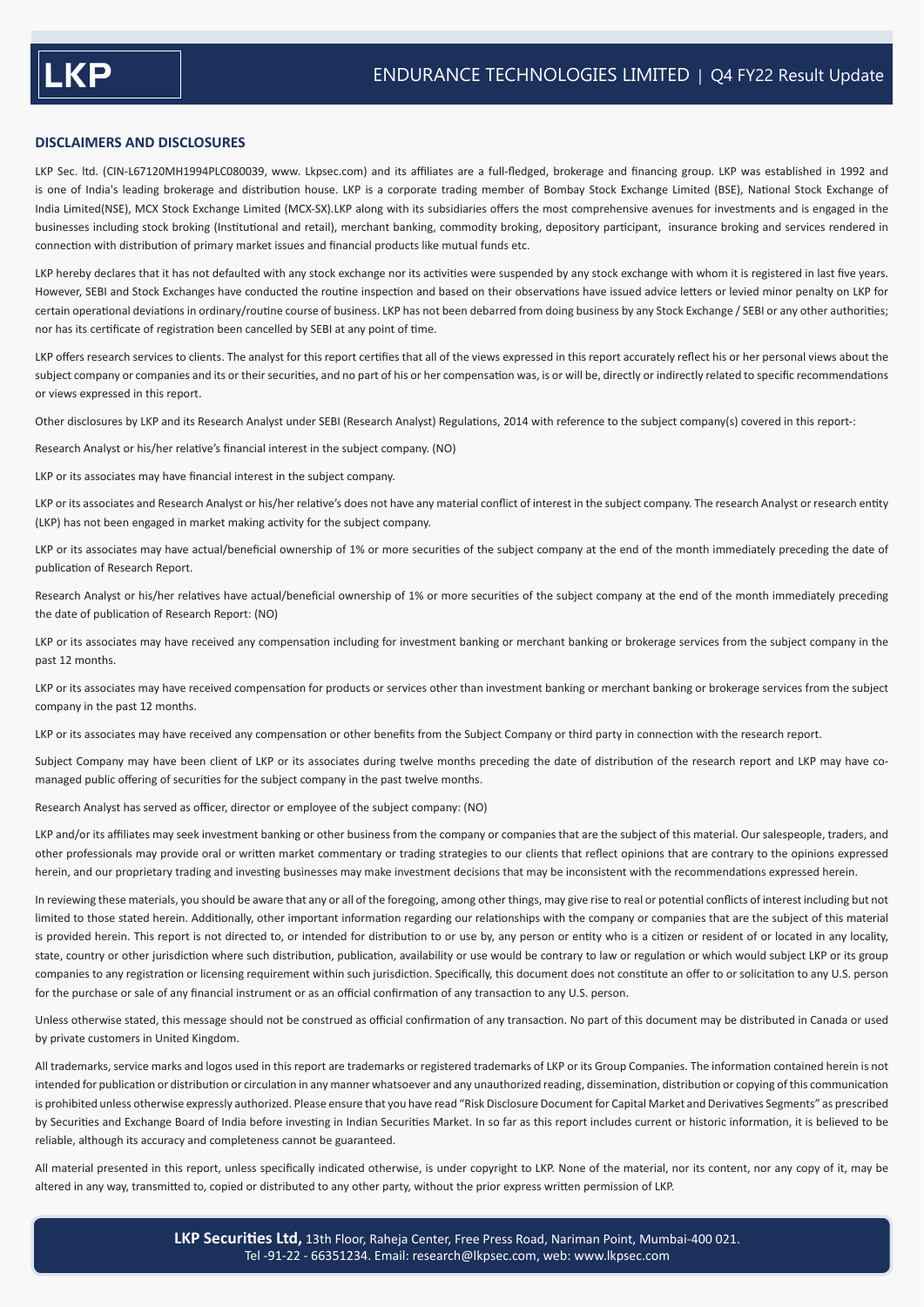## DISCLAIMERS AND DISCLOSURES

LKP Sec. ltd. (CIN-L67120MH1994PLC080039, www. Lkpsec.com) and its affiliates are a full-fledged, brokerage and financing group. LKP was established in 1992 and is one of India's leading brokerage and distribution house. LKP is a corporate trading member of Bombay Stock Exchange Limited (BSE), National Stock Exchange of India Limited(NSE), MCX Stock Exchange Limited (MCX-SX).LKP along with its subsidiaries offers the most comprehensive avenues for investments and is engaged in the businesses including stock broking (Institutional and retail), merchant banking, commodity broking, depository participant, insurance broking and services rendered in connection with distribution of primary market issues and financial products like mutual funds etc.

LKP hereby declares that it has not defaulted with any stock exchange nor its activities were suspended by any stock exchange with whom it is registered in last five years. However, SEBI and Stock Exchanges have conducted the routine inspection and based on their observations have issued advice letters or levied minor penalty on LKP for certain operational deviations in ordinary/routine course of business. LKP has not been debarred from doing business by any Stock Exchange / SEBI or any other authorities; nor has its certificate of registration been cancelled by SEBI at any point of time.

LKP offers research services to clients. The analyst for this report certifies that all of the views expressed in this report accurately reflect his or her personal views about the subject company or companies and its or their securities, and no part of his or her compensation was, is or will be, directly or indirectly related to specific recommendations or views expressed in this report.

Other disclosures by LKP and its Research Analyst under SEBI (Research Analyst) Regulations, 2014 with reference to the subject company(s) covered in this report-:

Research Analyst or his/her relative's financial interest in the subject company. (NO)

LKP or its associates may have financial interest in the subject company.

LKP or its associates and Research Analyst or his/her relative's does not have any material conflict of interest in the subject company. The research Analyst or research entity (LKP) has not been engaged in market making activity for the subject company.

LKP or its associates may have actual/beneficial ownership of 1% or more securities of the subject company at the end of the month immediately preceding the date of publication of Research Report.

Research Analyst or his/her relatives have actual/beneficial ownership of 1% or more securities of the subject company at the end of the month immediately preceding the date of publication of Research Report: (NO)

LKP or its associates may have received any compensation including for investment banking or merchant banking or brokerage services from the subject company in the past 12 months.

LKP or its associates may have received compensation for products or services other than investment banking or merchant banking or brokerage services from the subject company in the past 12 months.

LKP or its associates may have received any compensation or other benefits from the Subject Company or third party in connection with the research report.

Subject Company may have been client of LKP or its associates during twelve months preceding the date of distribution of the research report and LKP may have co-managed public offering of securities for the subject company in the past twelve months.

Research Analyst has served as officer, director or employee of the subject company: (NO)

LKP and/or its affiliates may seek investment banking or other business from the company or companies that are the subject of this material. Our salespeople, traders, and other professionals may provide oral or written market commentary or trading strategies to our clients that reflect opinions that are contrary to the opinions expressed herein, and our proprietary trading and investing businesses may make investment decisions that may be inconsistent with the recommendations expressed herein.

In reviewing these materials, you should be aware that any or all of the foregoing, among other things, may give rise to real or potential conflicts of interest including but not limited to those stated herein. Additionally, other important information regarding our relationships with the company or companies that are the subject of this material is provided herein. This report is not directed to, or intended for distribution to or use by, any person or entity who is a citizen or resident of or located in any locality, state, country or other jurisdiction where such distribution, publication, availability or use would be contrary to law or regulation or which would subject LKP or its group companies to any registration or licensing requirement within such jurisdiction. Specifically, this document does not constitute an offer to or solicitation to any U.S. person for the purchase or sale of any financial instrument or as an official confirmation of any transaction to any U.S. person.

Unless otherwise stated, this message should not be construed as official confirmation of any transaction. No part of this document may be distributed in Canada or used by private customers in United Kingdom.

All trademarks, service marks and logos used in this report are trademarks or registered trademarks of LKP or its Group Companies. The information contained herein is not intended for publication or distribution or circulation in any manner whatsoever and any unauthorized reading, dissemination, distribution or copying of this communication is prohibited unless otherwise expressly authorized. Please ensure that you have read "Risk Disclosure Document for Capital Market and Derivatives Segments" as prescribed by Securities and Exchange Board of India before investing in Indian Securities Market. In so far as this report includes current or historic information, it is believed to be reliable, although its accuracy and completeness cannot be guaranteed.

All material presented in this report, unless specifically indicated otherwise, is under copyright to LKP. None of the material, nor its content, nor any copy of it, may be altered in any way, transmitted to, copied or distributed to any other party, without the prior express written permission of LKP.

**LKP Securities Ltd,** 13th Floor, Raheja Center, Free Press Road, Nariman Point, Mumbai-400 021.
Tel -91-22 - 66351234. Email: research@lkpsec.com, web: www.lkpsec.com